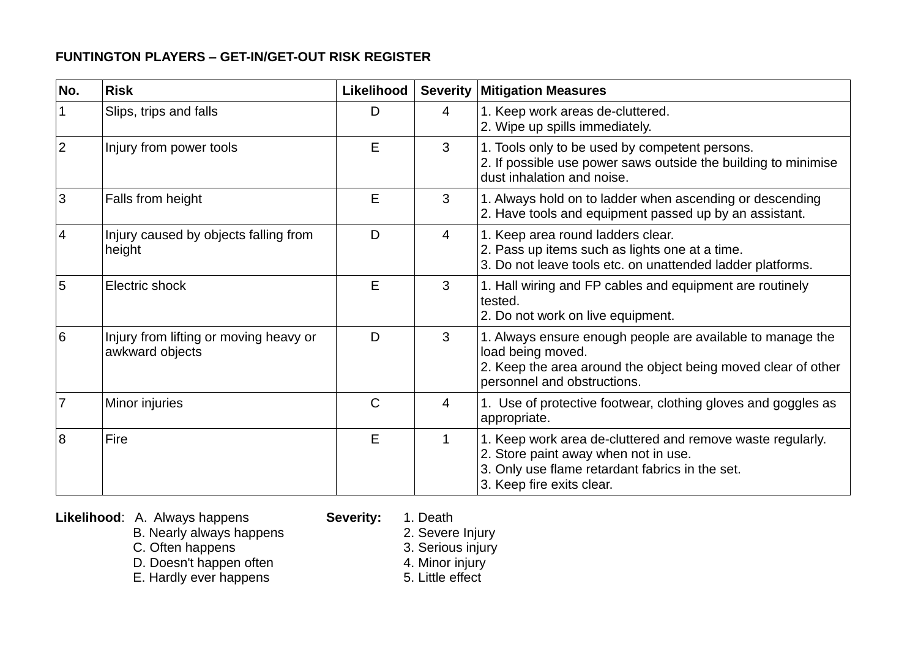**FUNTINGTON PLAYERS – GET-IN/GET-OUT RISK REGISTER**

| No. | Risk | Likelihood | Severity | Mitigation Measures |
|---|---|---|---|---|
| 1 | Slips, trips and falls | D | 4 | 1. Keep work areas de-cluttered.<br>2. Wipe up spills immediately. |
| 2 | Injury from power tools | E | 3 | 1. Tools only to be used by competent persons.<br>2. If possible use power saws outside the building to minimise dust inhalation and noise. |
| 3 | Falls from height | E | 3 | 1. Always hold on to ladder when ascending or descending<br>2. Have tools and equipment passed up by an assistant. |
| 4 | Injury caused by objects falling from height | D | 4 | 1. Keep area round ladders clear.<br>2. Pass up items such as lights one at a time.<br>3. Do not leave tools etc. on unattended ladder platforms. |
| 5 | Electric shock | E | 3 | 1. Hall wiring and FP cables and equipment are routinely tested.<br>2. Do not work on live equipment. |
| 6 | Injury from lifting or moving heavy or awkward objects | D | 3 | 1. Always ensure enough people are available to manage the load being moved.<br>2. Keep the area around the object being moved clear of other personnel and obstructions. |
| 7 | Minor injuries | C | 4 | 1. Use of protective footwear, clothing gloves and goggles as appropriate. |
| 8 | Fire | E | 1 | 1. Keep work area de-cluttered and remove waste regularly.<br>2. Store paint away when not in use.<br>3. Only use flame retardant fabrics in the set.<br>3. Keep fire exits clear. |

**Likelihood**:
- A. Always happens
- B. Nearly always happens
- C. Often happens
- D. Doesn't happen often
- E. Hardly ever happens

**Severity:**
1. Death
2. Severe Injury
3. Serious injury
4. Minor injury
5. Little effect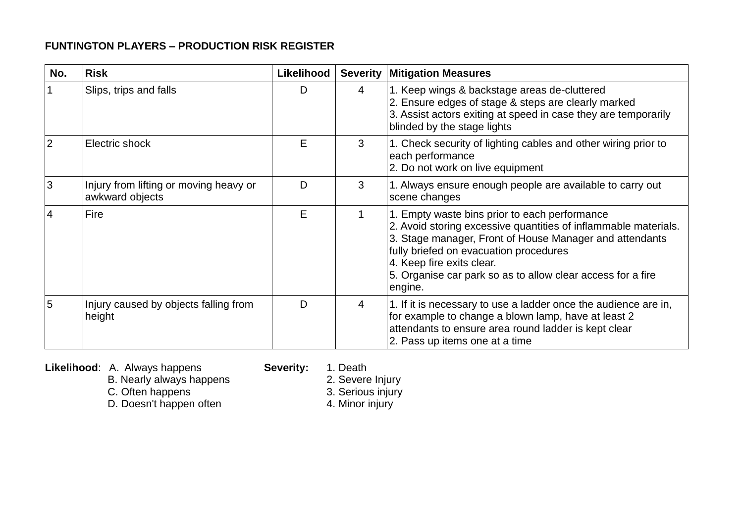**FUNTINGTON PLAYERS – PRODUCTION RISK REGISTER**

| No. | Risk | Likelihood | Severity | Mitigation Measures |
|---|---|---|---|---|
| 1 | Slips, trips and falls | D | 4 | 1. Keep wings & backstage areas de-cluttered<br>2. Ensure edges of stage & steps are clearly marked<br>3. Assist actors exiting at speed in case they are temporarily blinded by the stage lights |
| 2 | Electric shock | E | 3 | 1. Check security of lighting cables and other wiring prior to each performance<br>2. Do not work on live equipment |
| 3 | Injury from lifting or moving heavy or awkward objects | D | 3 | 1. Always ensure enough people are available to carry out scene changes |
| 4 | Fire | E | 1 | 1. Empty waste bins prior to each performance<br>2. Avoid storing excessive quantities of inflammable materials.<br>3. Stage manager, Front of House Manager and attendants fully briefed on evacuation procedures<br>4. Keep fire exits clear.<br>5. Organise car park so as to allow clear access for a fire engine. |
| 5 | Injury caused by objects falling from height | D | 4 | 1. If it is necessary to use a ladder once the audience are in, for example to change a blown lamp, have at least 2 attendants to ensure area round ladder is kept clear<br>2. Pass up items one at a time |

**Likelihood**:
A. Always happens
B. Nearly always happens
C. Often happens
D. Doesn't happen often

**Severity:**
1. Death
2. Severe Injury
3. Serious injury
4. Minor injury